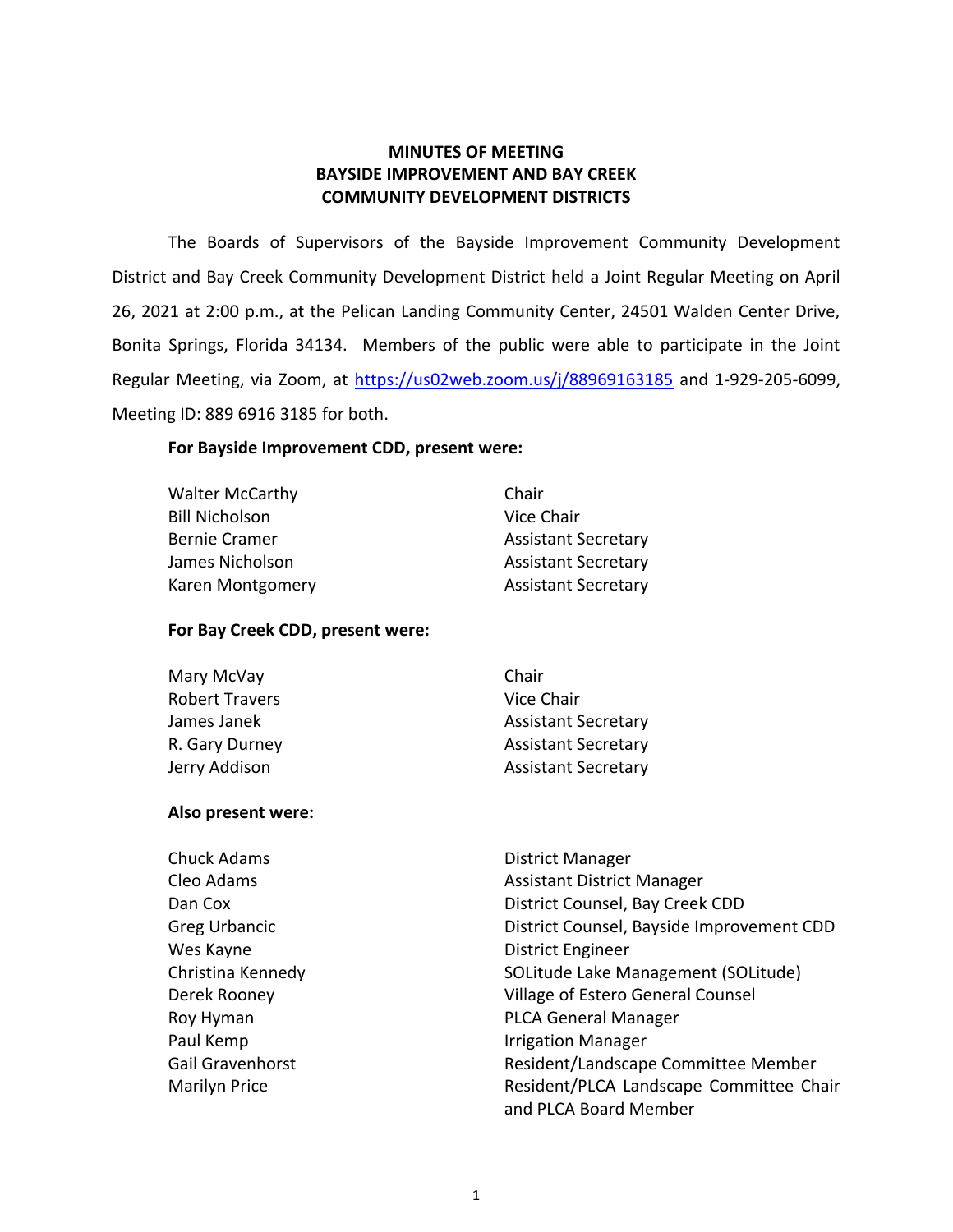**MINUTES OF MEETING**
**BAYSIDE IMPROVEMENT AND BAY CREEK**
**COMMUNITY DEVELOPMENT DISTRICTS**

The Boards of Supervisors of the Bayside Improvement Community Development District and Bay Creek Community Development District held a Joint Regular Meeting on April 26, 2021 at 2:00 p.m., at the Pelican Landing Community Center, 24501 Walden Center Drive, Bonita Springs, Florida 34134. Members of the public were able to participate in the Joint Regular Meeting, via Zoom, at https://us02web.zoom.us/j/88969163185 and 1-929-205-6099, Meeting ID: 889 6916 3185 for both.

**For Bayside Improvement CDD, present were:**

| | |
|---|---|
| Walter McCarthy | Chair |
| Bill Nicholson | Vice Chair |
| Bernie Cramer | Assistant Secretary |
| James Nicholson | Assistant Secretary |
| Karen Montgomery | Assistant Secretary |

**For Bay Creek CDD, present were:**

| | |
|---|---|
| Mary McVay | Chair |
| Robert Travers | Vice Chair |
| James Janek | Assistant Secretary |
| R. Gary Durney | Assistant Secretary |
| Jerry Addison | Assistant Secretary |

**Also present were:**

| | |
|---|---|
| Chuck Adams | District Manager |
| Cleo Adams | Assistant District Manager |
| Dan Cox | District Counsel, Bay Creek CDD |
| Greg Urbancic | District Counsel, Bayside Improvement CDD |
| Wes Kayne | District Engineer |
| Christina Kennedy | SOLitude Lake Management (SOLitude) |
| Derek Rooney | Village of Estero General Counsel |
| Roy Hyman | PLCA General Manager |
| Paul Kemp | Irrigation Manager |
| Gail Gravenhorst | Resident/Landscape Committee Member |
| Marilyn Price | Resident/PLCA Landscape Committee Chair and PLCA Board Member |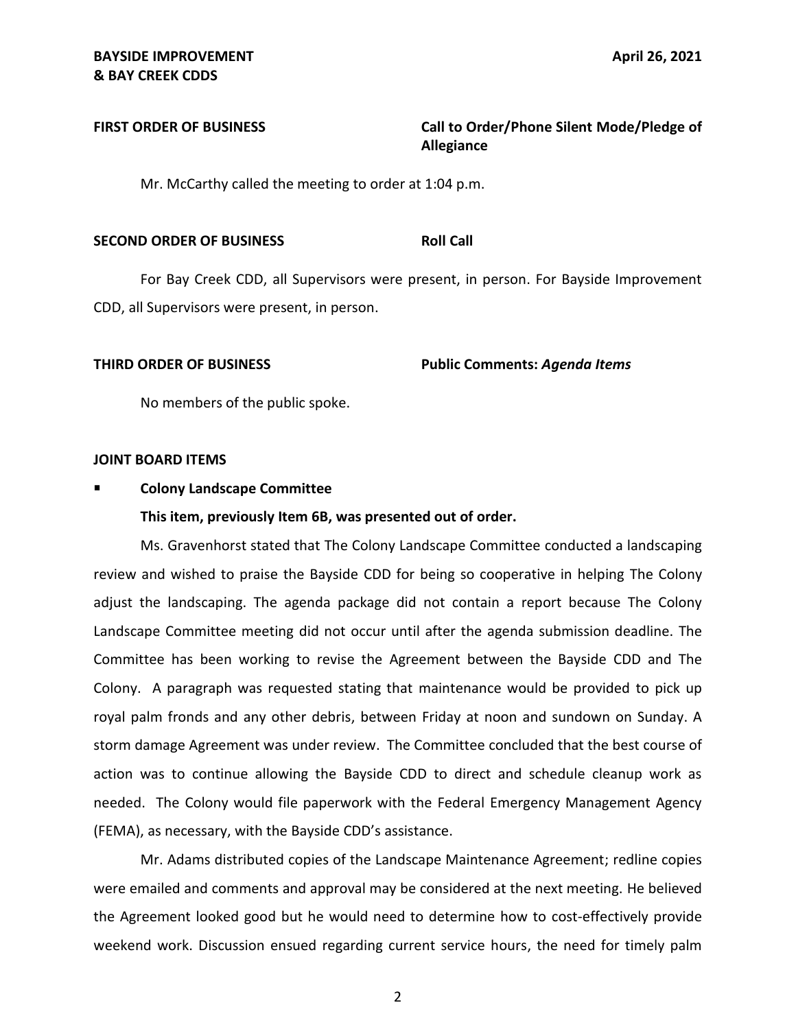**FIRST ORDER OF BUSINESS** **Call to Order/Phone Silent Mode/Pledge of Allegiance**

Mr. McCarthy called the meeting to order at 1:04 p.m.

**SECOND ORDER OF BUSINESS** **Roll Call**

For Bay Creek CDD, all Supervisors were present, in person. For Bayside Improvement CDD, all Supervisors were present, in person.

**THIRD ORDER OF BUSINESS** **Public Comments: *Agenda Items***

No members of the public spoke.

**JOINT BOARD ITEMS**

- **Colony Landscape Committee**

  **This item, previously Item 6B, was presented out of order.**

Ms. Gravenhorst stated that The Colony Landscape Committee conducted a landscaping review and wished to praise the Bayside CDD for being so cooperative in helping The Colony adjust the landscaping. The agenda package did not contain a report because The Colony Landscape Committee meeting did not occur until after the agenda submission deadline. The Committee has been working to revise the Agreement between the Bayside CDD and The Colony. A paragraph was requested stating that maintenance would be provided to pick up royal palm fronds and any other debris, between Friday at noon and sundown on Sunday. A storm damage Agreement was under review. The Committee concluded that the best course of action was to continue allowing the Bayside CDD to direct and schedule cleanup work as needed. The Colony would file paperwork with the Federal Emergency Management Agency (FEMA), as necessary, with the Bayside CDD's assistance.

Mr. Adams distributed copies of the Landscape Maintenance Agreement; redline copies were emailed and comments and approval may be considered at the next meeting. He believed the Agreement looked good but he would need to determine how to cost-effectively provide weekend work. Discussion ensued regarding current service hours, the need for timely palm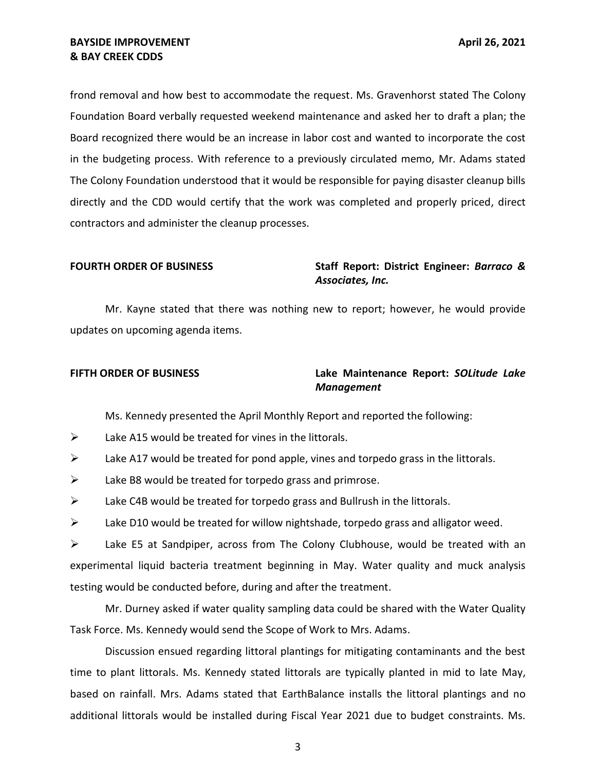frond removal and how best to accommodate the request. Ms. Gravenhorst stated The Colony Foundation Board verbally requested weekend maintenance and asked her to draft a plan; the Board recognized there would be an increase in labor cost and wanted to incorporate the cost in the budgeting process. With reference to a previously circulated memo, Mr. Adams stated The Colony Foundation understood that it would be responsible for paying disaster cleanup bills directly and the CDD would certify that the work was completed and properly priced, direct contractors and administer the cleanup processes.

**FOURTH ORDER OF BUSINESS** **Staff Report: District Engineer:** ***Barraco & Associates, Inc.***

Mr. Kayne stated that there was nothing new to report; however, he would provide updates on upcoming agenda items.

**FIFTH ORDER OF BUSINESS** **Lake Maintenance Report:** ***SOLitude Lake Management***

Ms. Kennedy presented the April Monthly Report and reported the following:

- Lake A15 would be treated for vines in the littorals.
- Lake A17 would be treated for pond apple, vines and torpedo grass in the littorals.
- Lake B8 would be treated for torpedo grass and primrose.
- Lake C4B would be treated for torpedo grass and Bullrush in the littorals.
- Lake D10 would be treated for willow nightshade, torpedo grass and alligator weed.
- Lake E5 at Sandpiper, across from The Colony Clubhouse, would be treated with an experimental liquid bacteria treatment beginning in May. Water quality and muck analysis testing would be conducted before, during and after the treatment.

Mr. Durney asked if water quality sampling data could be shared with the Water Quality Task Force. Ms. Kennedy would send the Scope of Work to Mrs. Adams.

Discussion ensued regarding littoral plantings for mitigating contaminants and the best time to plant littorals. Ms. Kennedy stated littorals are typically planted in mid to late May, based on rainfall. Mrs. Adams stated that EarthBalance installs the littoral plantings and no additional littorals would be installed during Fiscal Year 2021 due to budget constraints. Ms.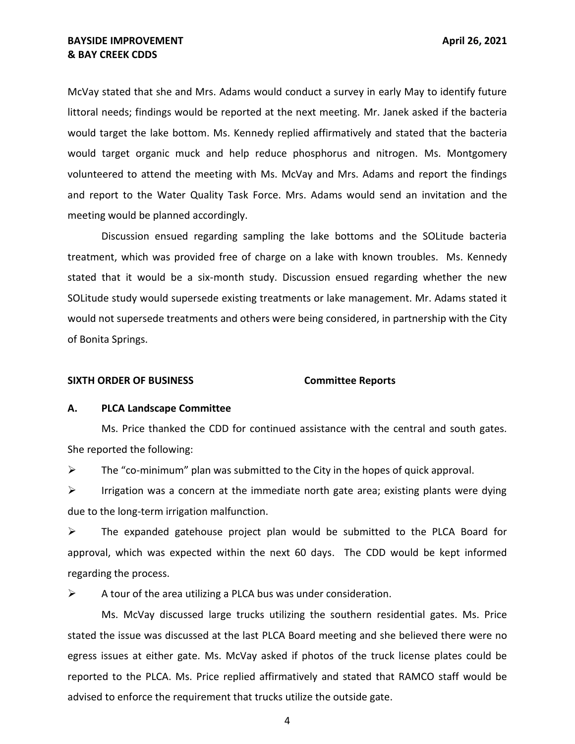McVay stated that she and Mrs. Adams would conduct a survey in early May to identify future littoral needs; findings would be reported at the next meeting. Mr. Janek asked if the bacteria would target the lake bottom. Ms. Kennedy replied affirmatively and stated that the bacteria would target organic muck and help reduce phosphorus and nitrogen. Ms. Montgomery volunteered to attend the meeting with Ms. McVay and Mrs. Adams and report the findings and report to the Water Quality Task Force. Mrs. Adams would send an invitation and the meeting would be planned accordingly.

Discussion ensued regarding sampling the lake bottoms and the SOLitude bacteria treatment, which was provided free of charge on a lake with known troubles. Ms. Kennedy stated that it would be a six-month study. Discussion ensued regarding whether the new SOLitude study would supersede existing treatments or lake management. Mr. Adams stated it would not supersede treatments and others were being considered, in partnership with the City of Bonita Springs.

**SIXTH ORDER OF BUSINESS** **Committee Reports**

**A. PLCA Landscape Committee**

Ms. Price thanked the CDD for continued assistance with the central and south gates. She reported the following:

- The "co-minimum" plan was submitted to the City in the hopes of quick approval.
- Irrigation was a concern at the immediate north gate area; existing plants were dying due to the long-term irrigation malfunction.
- The expanded gatehouse project plan would be submitted to the PLCA Board for approval, which was expected within the next 60 days. The CDD would be kept informed regarding the process.
- A tour of the area utilizing a PLCA bus was under consideration.

Ms. McVay discussed large trucks utilizing the southern residential gates. Ms. Price stated the issue was discussed at the last PLCA Board meeting and she believed there were no egress issues at either gate. Ms. McVay asked if photos of the truck license plates could be reported to the PLCA. Ms. Price replied affirmatively and stated that RAMCO staff would be advised to enforce the requirement that trucks utilize the outside gate.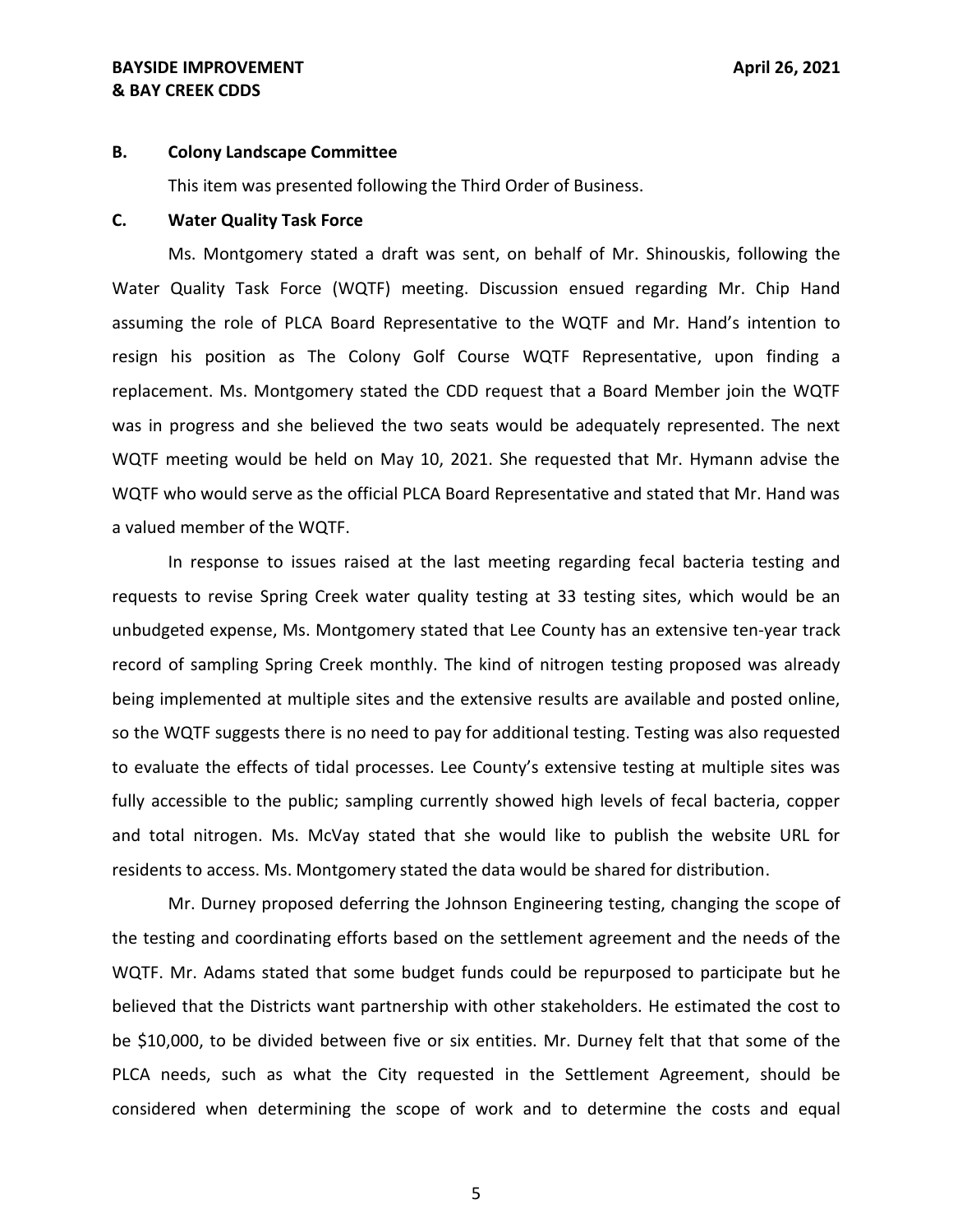**B. Colony Landscape Committee**

This item was presented following the Third Order of Business.

**C. Water Quality Task Force**

Ms. Montgomery stated a draft was sent, on behalf of Mr. Shinouskis, following the Water Quality Task Force (WQTF) meeting. Discussion ensued regarding Mr. Chip Hand assuming the role of PLCA Board Representative to the WQTF and Mr. Hand's intention to resign his position as The Colony Golf Course WQTF Representative, upon finding a replacement. Ms. Montgomery stated the CDD request that a Board Member join the WQTF was in progress and she believed the two seats would be adequately represented. The next WQTF meeting would be held on May 10, 2021. She requested that Mr. Hymann advise the WQTF who would serve as the official PLCA Board Representative and stated that Mr. Hand was a valued member of the WQTF.

In response to issues raised at the last meeting regarding fecal bacteria testing and requests to revise Spring Creek water quality testing at 33 testing sites, which would be an unbudgeted expense, Ms. Montgomery stated that Lee County has an extensive ten-year track record of sampling Spring Creek monthly. The kind of nitrogen testing proposed was already being implemented at multiple sites and the extensive results are available and posted online, so the WQTF suggests there is no need to pay for additional testing. Testing was also requested to evaluate the effects of tidal processes. Lee County's extensive testing at multiple sites was fully accessible to the public; sampling currently showed high levels of fecal bacteria, copper and total nitrogen. Ms. McVay stated that she would like to publish the website URL for residents to access. Ms. Montgomery stated the data would be shared for distribution.

Mr. Durney proposed deferring the Johnson Engineering testing, changing the scope of the testing and coordinating efforts based on the settlement agreement and the needs of the WQTF. Mr. Adams stated that some budget funds could be repurposed to participate but he believed that the Districts want partnership with other stakeholders. He estimated the cost to be $10,000, to be divided between five or six entities. Mr. Durney felt that that some of the PLCA needs, such as what the City requested in the Settlement Agreement, should be considered when determining the scope of work and to determine the costs and equal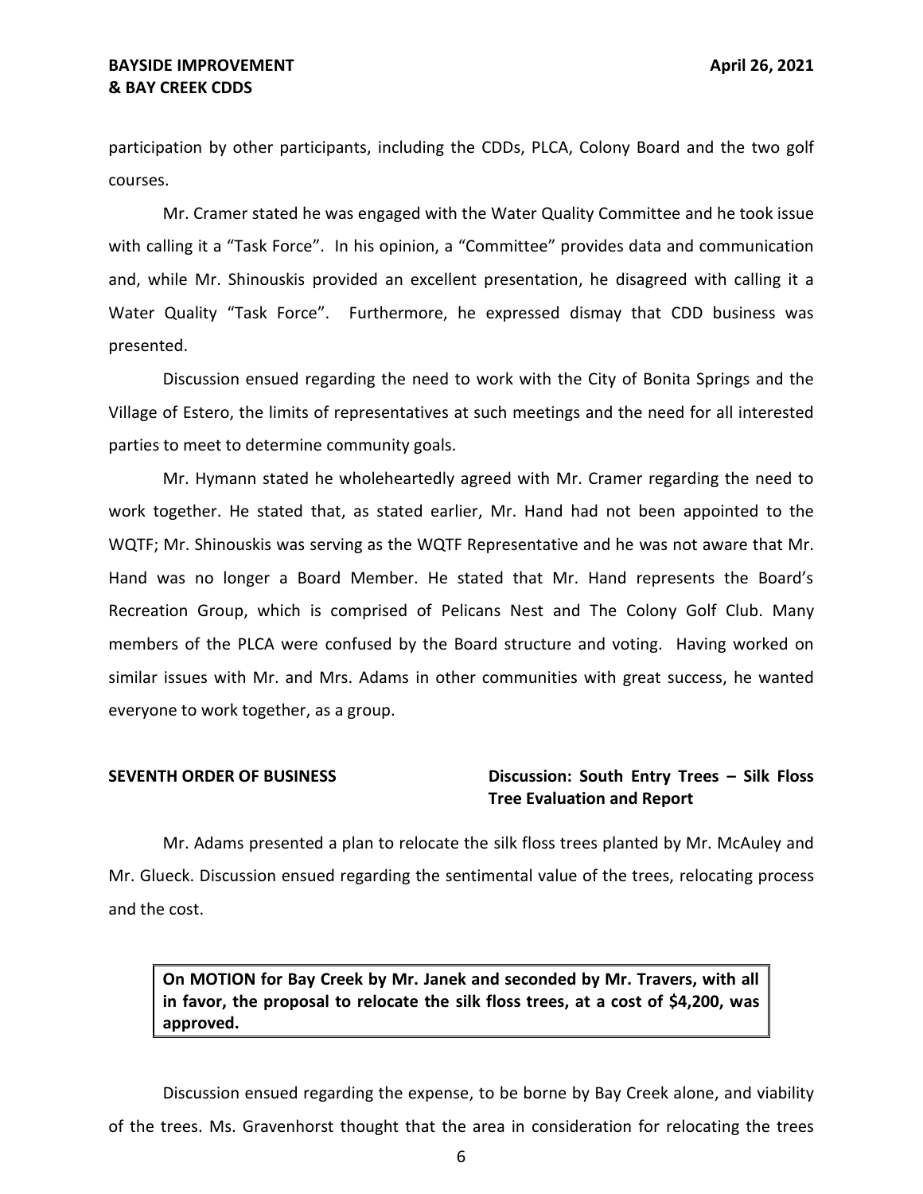participation by other participants, including the CDDs, PLCA, Colony Board and the two golf courses.

Mr. Cramer stated he was engaged with the Water Quality Committee and he took issue with calling it a "Task Force". In his opinion, a "Committee" provides data and communication and, while Mr. Shinouskis provided an excellent presentation, he disagreed with calling it a Water Quality "Task Force". Furthermore, he expressed dismay that CDD business was presented.

Discussion ensued regarding the need to work with the City of Bonita Springs and the Village of Estero, the limits of representatives at such meetings and the need for all interested parties to meet to determine community goals.

Mr. Hymann stated he wholeheartedly agreed with Mr. Cramer regarding the need to work together. He stated that, as stated earlier, Mr. Hand had not been appointed to the WQTF; Mr. Shinouskis was serving as the WQTF Representative and he was not aware that Mr. Hand was no longer a Board Member. He stated that Mr. Hand represents the Board's Recreation Group, which is comprised of Pelicans Nest and The Colony Golf Club. Many members of the PLCA were confused by the Board structure and voting. Having worked on similar issues with Mr. and Mrs. Adams in other communities with great success, he wanted everyone to work together, as a group.

**SEVENTH ORDER OF BUSINESS** **Discussion: South Entry Trees – Silk Floss Tree Evaluation and Report**

Mr. Adams presented a plan to relocate the silk floss trees planted by Mr. McAuley and Mr. Glueck. Discussion ensued regarding the sentimental value of the trees, relocating process and the cost.

> **On MOTION for Bay Creek by Mr. Janek and seconded by Mr. Travers, with all in favor, the proposal to relocate the silk floss trees, at a cost of $4,200, was approved.**

Discussion ensued regarding the expense, to be borne by Bay Creek alone, and viability of the trees. Ms. Gravenhorst thought that the area in consideration for relocating the trees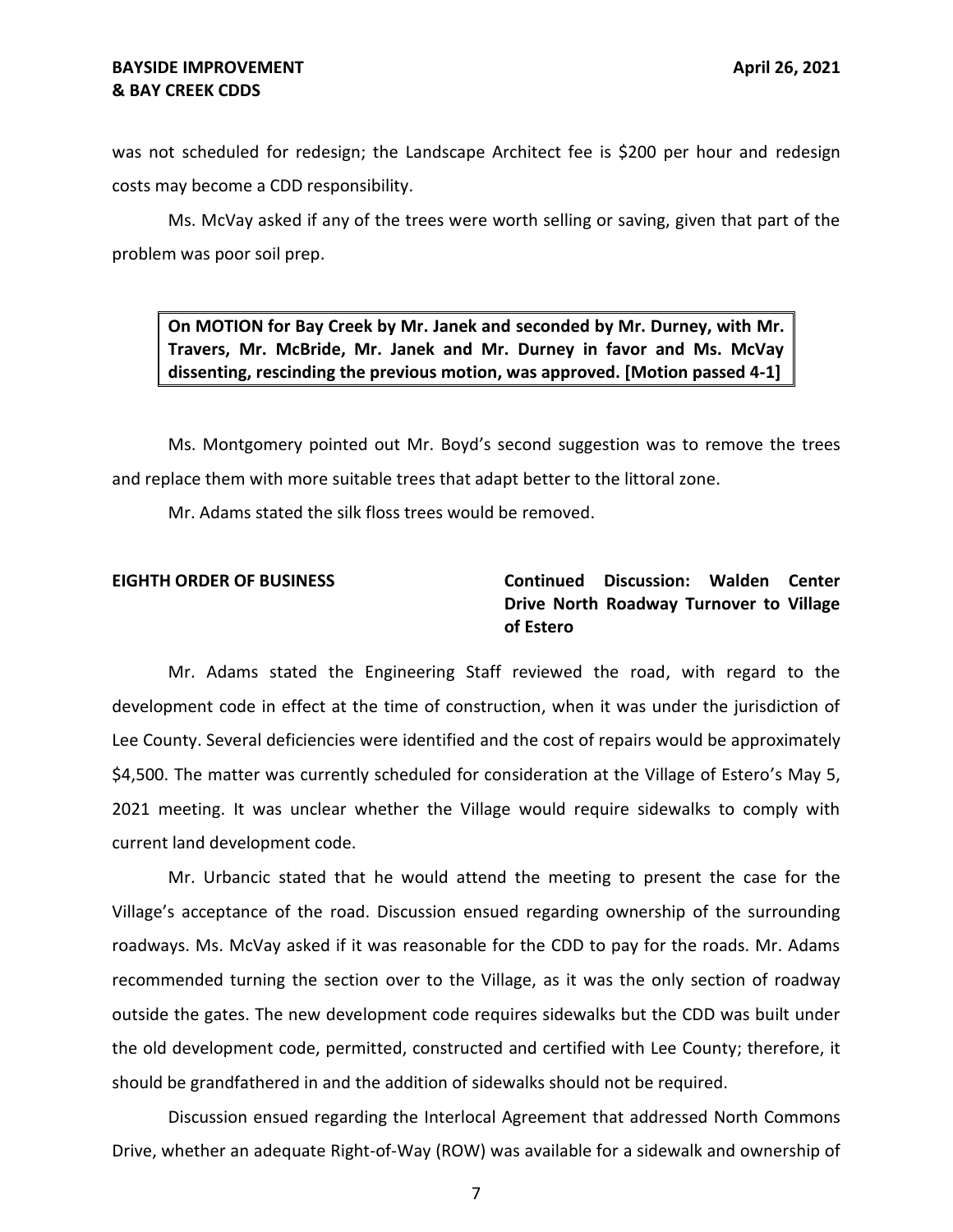was not scheduled for redesign; the Landscape Architect fee is $200 per hour and redesign costs may become a CDD responsibility.

Ms. McVay asked if any of the trees were worth selling or saving, given that part of the problem was poor soil prep.

> **On MOTION for Bay Creek by Mr. Janek and seconded by Mr. Durney, with Mr. Travers, Mr. McBride, Mr. Janek and Mr. Durney in favor and Ms. McVay dissenting, rescinding the previous motion, was approved. [Motion passed 4-1]**

Ms. Montgomery pointed out Mr. Boyd's second suggestion was to remove the trees and replace them with more suitable trees that adapt better to the littoral zone.

Mr. Adams stated the silk floss trees would be removed.

**EIGHTH ORDER OF BUSINESS** **Continued Discussion: Walden Center Drive North Roadway Turnover to Village of Estero**

Mr. Adams stated the Engineering Staff reviewed the road, with regard to the development code in effect at the time of construction, when it was under the jurisdiction of Lee County. Several deficiencies were identified and the cost of repairs would be approximately $4,500. The matter was currently scheduled for consideration at the Village of Estero's May 5, 2021 meeting. It was unclear whether the Village would require sidewalks to comply with current land development code.

Mr. Urbancic stated that he would attend the meeting to present the case for the Village's acceptance of the road. Discussion ensued regarding ownership of the surrounding roadways. Ms. McVay asked if it was reasonable for the CDD to pay for the roads. Mr. Adams recommended turning the section over to the Village, as it was the only section of roadway outside the gates. The new development code requires sidewalks but the CDD was built under the old development code, permitted, constructed and certified with Lee County; therefore, it should be grandfathered in and the addition of sidewalks should not be required.

Discussion ensued regarding the Interlocal Agreement that addressed North Commons Drive, whether an adequate Right-of-Way (ROW) was available for a sidewalk and ownership of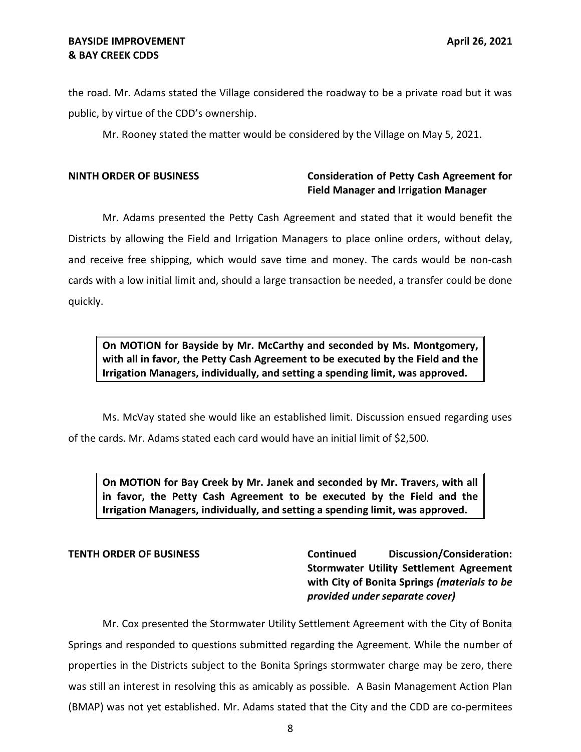the road. Mr. Adams stated the Village considered the roadway to be a private road but it was public, by virtue of the CDD's ownership.

Mr. Rooney stated the matter would be considered by the Village on May 5, 2021.

**NINTH ORDER OF BUSINESS** **Consideration of Petty Cash Agreement for Field Manager and Irrigation Manager**

Mr. Adams presented the Petty Cash Agreement and stated that it would benefit the Districts by allowing the Field and Irrigation Managers to place online orders, without delay, and receive free shipping, which would save time and money. The cards would be non-cash cards with a low initial limit and, should a large transaction be needed, a transfer could be done quickly.

**On MOTION for Bayside by Mr. McCarthy and seconded by Ms. Montgomery, with all in favor, the Petty Cash Agreement to be executed by the Field and the Irrigation Managers, individually, and setting a spending limit, was approved.**

Ms. McVay stated she would like an established limit. Discussion ensued regarding uses of the cards. Mr. Adams stated each card would have an initial limit of $2,500.

**On MOTION for Bay Creek by Mr. Janek and seconded by Mr. Travers, with all in favor, the Petty Cash Agreement to be executed by the Field and the Irrigation Managers, individually, and setting a spending limit, was approved.**

**TENTH ORDER OF BUSINESS** **Continued Discussion/Consideration: Stormwater Utility Settlement Agreement with City of Bonita Springs *(materials to be provided under separate cover)***

Mr. Cox presented the Stormwater Utility Settlement Agreement with the City of Bonita Springs and responded to questions submitted regarding the Agreement. While the number of properties in the Districts subject to the Bonita Springs stormwater charge may be zero, there was still an interest in resolving this as amicably as possible. A Basin Management Action Plan (BMAP) was not yet established. Mr. Adams stated that the City and the CDD are co-permitees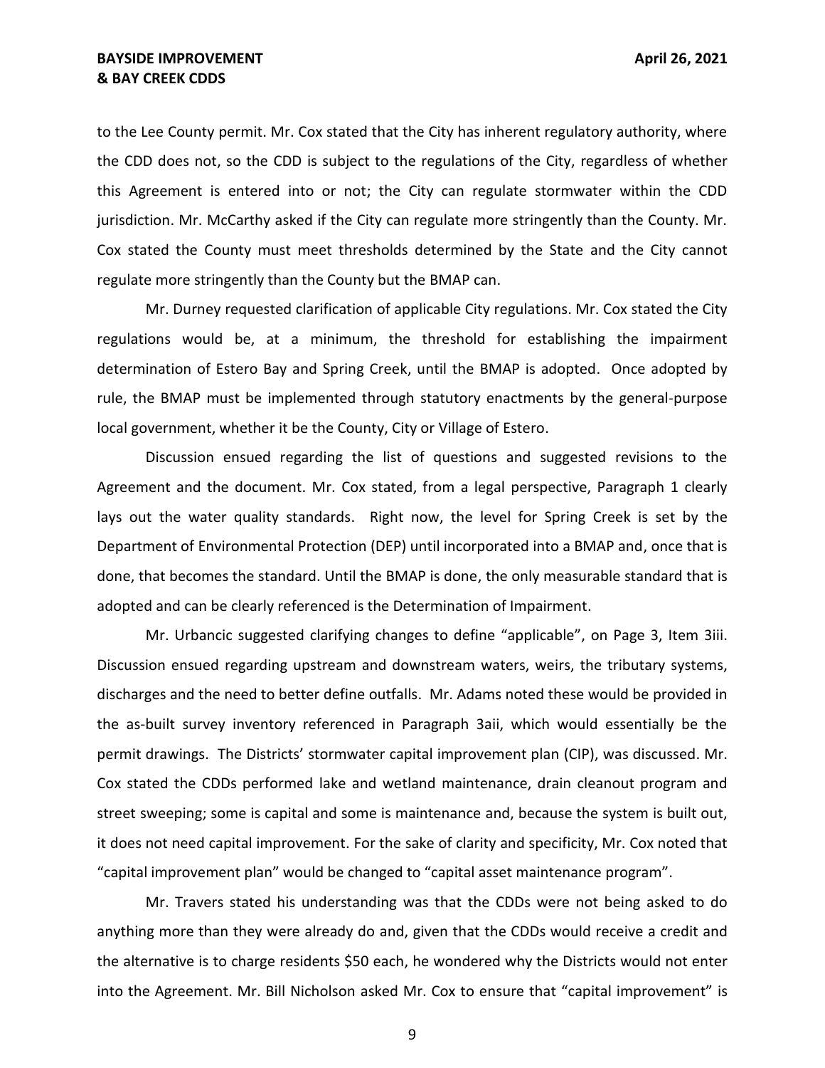to the Lee County permit. Mr. Cox stated that the City has inherent regulatory authority, where the CDD does not, so the CDD is subject to the regulations of the City, regardless of whether this Agreement is entered into or not; the City can regulate stormwater within the CDD jurisdiction. Mr. McCarthy asked if the City can regulate more stringently than the County. Mr. Cox stated the County must meet thresholds determined by the State and the City cannot regulate more stringently than the County but the BMAP can.

Mr. Durney requested clarification of applicable City regulations. Mr. Cox stated the City regulations would be, at a minimum, the threshold for establishing the impairment determination of Estero Bay and Spring Creek, until the BMAP is adopted. Once adopted by rule, the BMAP must be implemented through statutory enactments by the general-purpose local government, whether it be the County, City or Village of Estero.

Discussion ensued regarding the list of questions and suggested revisions to the Agreement and the document. Mr. Cox stated, from a legal perspective, Paragraph 1 clearly lays out the water quality standards. Right now, the level for Spring Creek is set by the Department of Environmental Protection (DEP) until incorporated into a BMAP and, once that is done, that becomes the standard. Until the BMAP is done, the only measurable standard that is adopted and can be clearly referenced is the Determination of Impairment.

Mr. Urbancic suggested clarifying changes to define "applicable", on Page 3, Item 3iii. Discussion ensued regarding upstream and downstream waters, weirs, the tributary systems, discharges and the need to better define outfalls. Mr. Adams noted these would be provided in the as-built survey inventory referenced in Paragraph 3aii, which would essentially be the permit drawings. The Districts' stormwater capital improvement plan (CIP), was discussed. Mr. Cox stated the CDDs performed lake and wetland maintenance, drain cleanout program and street sweeping; some is capital and some is maintenance and, because the system is built out, it does not need capital improvement. For the sake of clarity and specificity, Mr. Cox noted that "capital improvement plan" would be changed to "capital asset maintenance program".

Mr. Travers stated his understanding was that the CDDs were not being asked to do anything more than they were already do and, given that the CDDs would receive a credit and the alternative is to charge residents $50 each, he wondered why the Districts would not enter into the Agreement. Mr. Bill Nicholson asked Mr. Cox to ensure that "capital improvement" is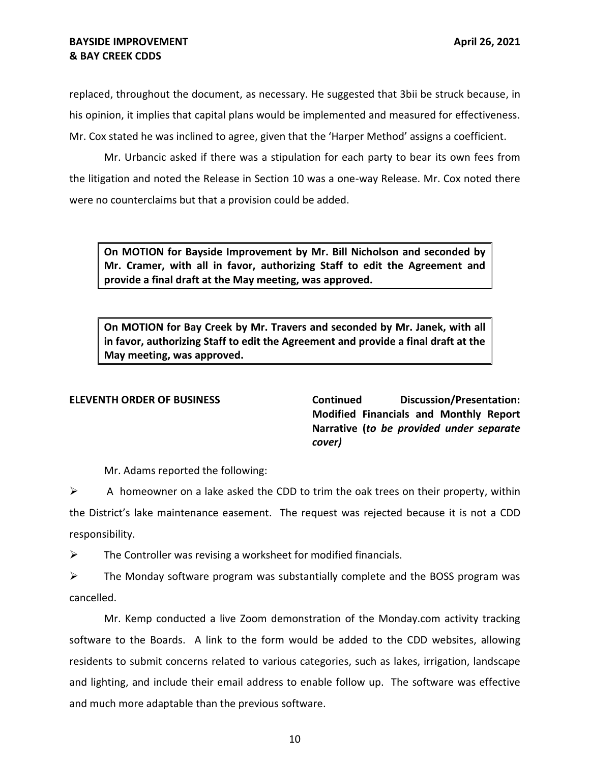replaced, throughout the document, as necessary. He suggested that 3bii be struck because, in his opinion, it implies that capital plans would be implemented and measured for effectiveness. Mr. Cox stated he was inclined to agree, given that the 'Harper Method' assigns a coefficient.

Mr. Urbancic asked if there was a stipulation for each party to bear its own fees from the litigation and noted the Release in Section 10 was a one-way Release. Mr. Cox noted there were no counterclaims but that a provision could be added.

**On MOTION for Bayside Improvement by Mr. Bill Nicholson and seconded by Mr. Cramer, with all in favor, authorizing Staff to edit the Agreement and provide a final draft at the May meeting, was approved.**

**On MOTION for Bay Creek by Mr. Travers and seconded by Mr. Janek, with all in favor, authorizing Staff to edit the Agreement and provide a final draft at the May meeting, was approved.**

**ELEVENTH ORDER OF BUSINESS** **Continued Discussion/Presentation: Modified Financials and Monthly Report Narrative (*to be provided under separate cover)***

Mr. Adams reported the following:

➢ A homeowner on a lake asked the CDD to trim the oak trees on their property, within the District's lake maintenance easement. The request was rejected because it is not a CDD responsibility.

➢ The Controller was revising a worksheet for modified financials.

➢ The Monday software program was substantially complete and the BOSS program was cancelled.

Mr. Kemp conducted a live Zoom demonstration of the Monday.com activity tracking software to the Boards. A link to the form would be added to the CDD websites, allowing residents to submit concerns related to various categories, such as lakes, irrigation, landscape and lighting, and include their email address to enable follow up. The software was effective and much more adaptable than the previous software.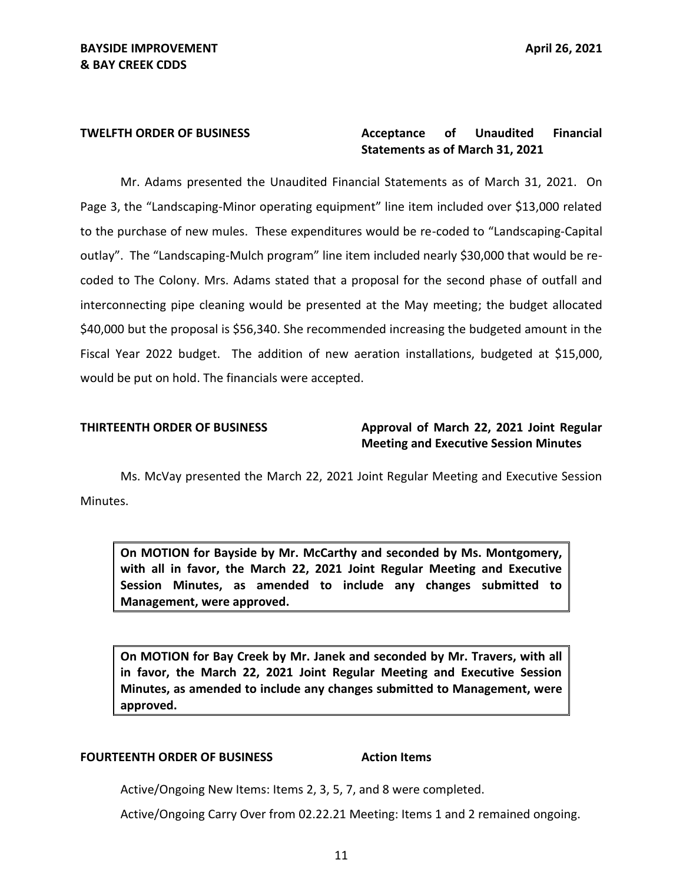**TWELFTH ORDER OF BUSINESS** **Acceptance of Unaudited Financial Statements as of March 31, 2021**

Mr. Adams presented the Unaudited Financial Statements as of March 31, 2021. On Page 3, the "Landscaping-Minor operating equipment" line item included over $13,000 related to the purchase of new mules. These expenditures would be re-coded to "Landscaping-Capital outlay". The "Landscaping-Mulch program" line item included nearly $30,000 that would be re-coded to The Colony. Mrs. Adams stated that a proposal for the second phase of outfall and interconnecting pipe cleaning would be presented at the May meeting; the budget allocated $40,000 but the proposal is $56,340. She recommended increasing the budgeted amount in the Fiscal Year 2022 budget. The addition of new aeration installations, budgeted at $15,000, would be put on hold. The financials were accepted.

**THIRTEENTH ORDER OF BUSINESS** **Approval of March 22, 2021 Joint Regular Meeting and Executive Session Minutes**

Ms. McVay presented the March 22, 2021 Joint Regular Meeting and Executive Session Minutes.

**On MOTION for Bayside by Mr. McCarthy and seconded by Ms. Montgomery, with all in favor, the March 22, 2021 Joint Regular Meeting and Executive Session Minutes, as amended to include any changes submitted to Management, were approved.**

**On MOTION for Bay Creek by Mr. Janek and seconded by Mr. Travers, with all in favor, the March 22, 2021 Joint Regular Meeting and Executive Session Minutes, as amended to include any changes submitted to Management, were approved.**

**FOURTEENTH ORDER OF BUSINESS** **Action Items**

Active/Ongoing New Items: Items 2, 3, 5, 7, and 8 were completed.

Active/Ongoing Carry Over from 02.22.21 Meeting: Items 1 and 2 remained ongoing.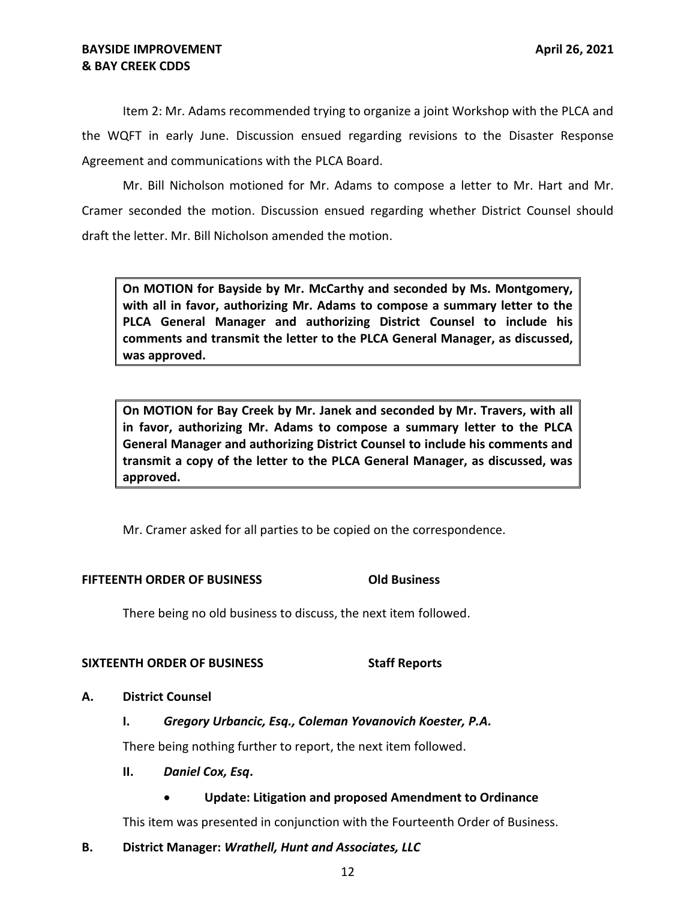Item 2: Mr. Adams recommended trying to organize a joint Workshop with the PLCA and the WQFT in early June. Discussion ensued regarding revisions to the Disaster Response Agreement and communications with the PLCA Board.

Mr. Bill Nicholson motioned for Mr. Adams to compose a letter to Mr. Hart and Mr. Cramer seconded the motion. Discussion ensued regarding whether District Counsel should draft the letter. Mr. Bill Nicholson amended the motion.

> **On MOTION for Bayside by Mr. McCarthy and seconded by Ms. Montgomery, with all in favor, authorizing Mr. Adams to compose a summary letter to the PLCA General Manager and authorizing District Counsel to include his comments and transmit the letter to the PLCA General Manager, as discussed, was approved.**

> **On MOTION for Bay Creek by Mr. Janek and seconded by Mr. Travers, with all in favor, authorizing Mr. Adams to compose a summary letter to the PLCA General Manager and authorizing District Counsel to include his comments and transmit a copy of the letter to the PLCA General Manager, as discussed, was approved.**

Mr. Cramer asked for all parties to be copied on the correspondence.

**FIFTEENTH ORDER OF BUSINESS Old Business**

There being no old business to discuss, the next item followed.

**SIXTEENTH ORDER OF BUSINESS Staff Reports**

**A. District Counsel**

**I. *Gregory Urbancic, Esq., Coleman Yovanovich Koester, P.A.***

There being nothing further to report, the next item followed.

**II. *Daniel Cox, Esq*.**

- **Update: Litigation and proposed Amendment to Ordinance**

This item was presented in conjunction with the Fourteenth Order of Business.

**B. District Manager: *Wrathell, Hunt and Associates, LLC***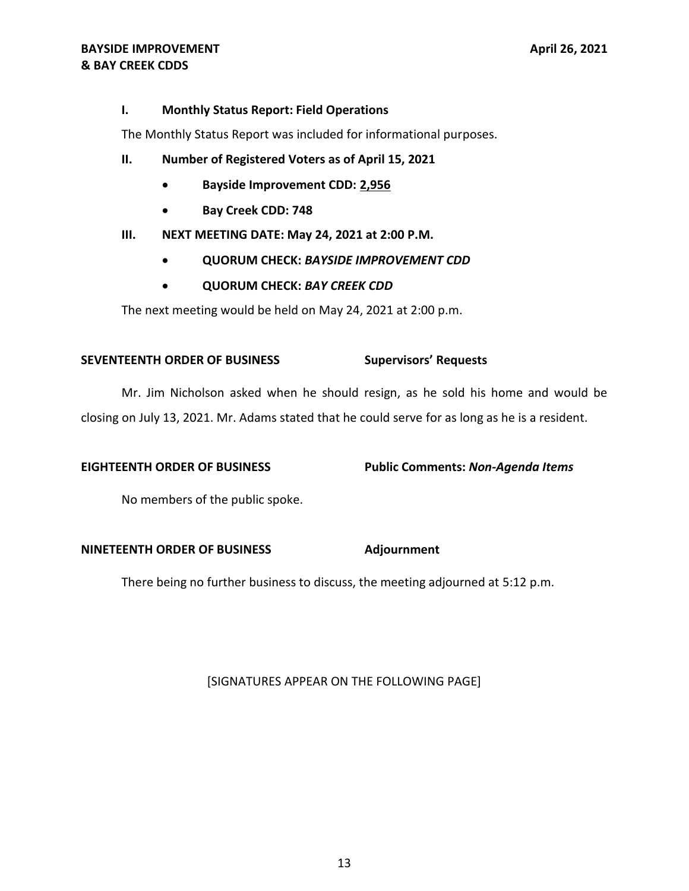**I. Monthly Status Report: Field Operations**

The Monthly Status Report was included for informational purposes.

**II. Number of Registered Voters as of April 15, 2021**

- **Bayside Improvement CDD: 2,956**
- **Bay Creek CDD: 748**

**III. NEXT MEETING DATE: May 24, 2021 at 2:00 P.M.**

- **QUORUM CHECK: *BAYSIDE IMPROVEMENT CDD***
- **QUORUM CHECK: *BAY CREEK CDD***

The next meeting would be held on May 24, 2021 at 2:00 p.m.

**SEVENTEENTH ORDER OF BUSINESS** **Supervisors' Requests**

Mr. Jim Nicholson asked when he should resign, as he sold his home and would be closing on July 13, 2021. Mr. Adams stated that he could serve for as long as he is a resident.

**EIGHTEENTH ORDER OF BUSINESS** **Public Comments: *Non-Agenda Items***

No members of the public spoke.

**NINETEENTH ORDER OF BUSINESS** **Adjournment**

There being no further business to discuss, the meeting adjourned at 5:12 p.m.

[SIGNATURES APPEAR ON THE FOLLOWING PAGE]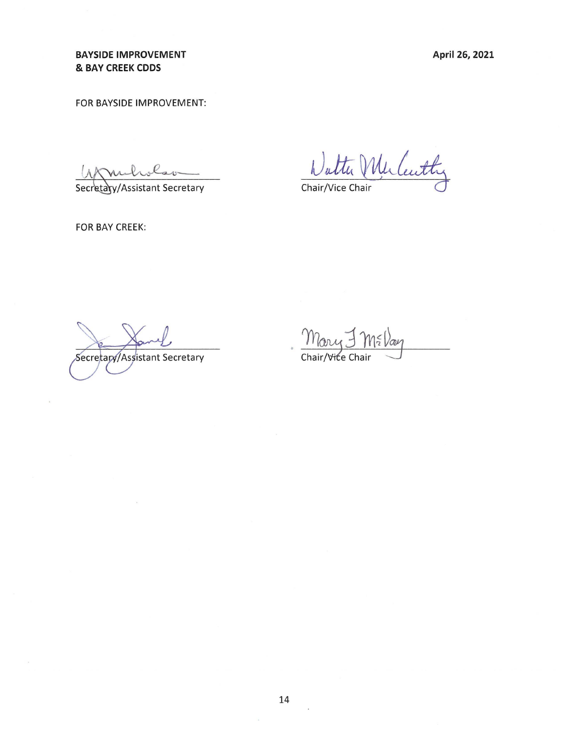**BAYSIDE IMPROVEMENT & BAY CREEK CDDS**

**April 26, 2021**

FOR BAYSIDE IMPROVEMENT:

Secretary/Assistant Secretary

Chair/Vice Chair

FOR BAY CREEK:

Secretary/Assistant Secretary

Chair/Vice Chair